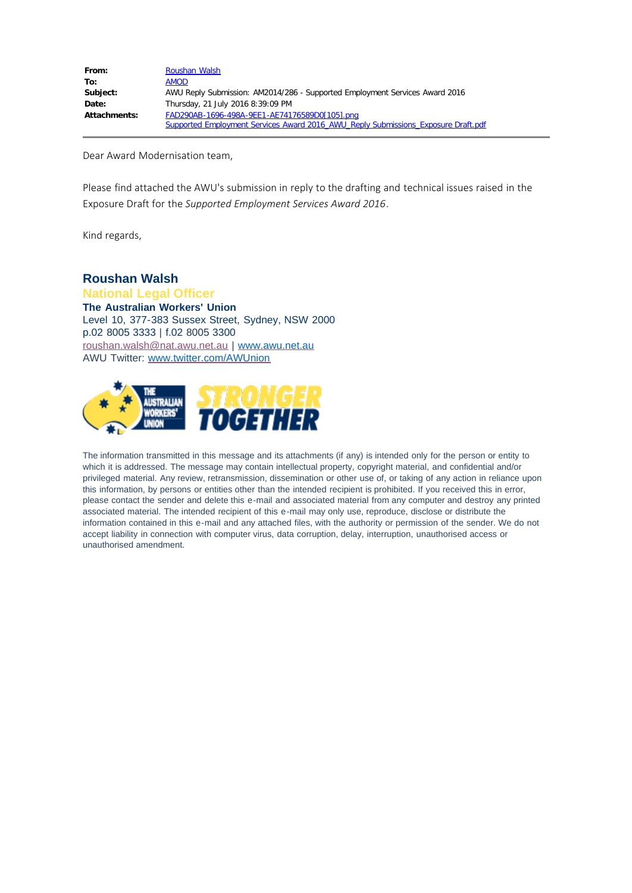| | |
|---|---|
| **From:** | Roushan Walsh |
| **To:** | AMOD |
| **Subject:** | AWU Reply Submission: AM2014/286 - Supported Employment Services Award 2016 |
| **Date:** | Thursday, 21 July 2016 8:39:09 PM |
| **Attachments:** | FAD290AB-1696-498A-9EE1-AE74176589D0[105].png<br>Supported Employment Services Award 2016_AWU_Reply Submissions_Exposure Draft.pdf |

Dear Award Modernisation team,

Please find attached the AWU's submission in reply to the drafting and technical issues raised in the Exposure Draft for the *Supported Employment Services Award 2016*.

Kind regards,

**Roushan Walsh**
**National Legal Officer**
**The Australian Workers' Union**
Level 10, 377-383 Sussex Street, Sydney, NSW 2000
p.02 8005 3333 | f.02 8005 3300
roushan.walsh@nat.awu.net.au | www.awu.net.au
AWU Twitter: www.twitter.com/AWUnion

The information transmitted in this message and its attachments (if any) is intended only for the person or entity to which it is addressed. The message may contain intellectual property, copyright material, and confidential and/or privileged material. Any review, retransmission, dissemination or other use of, or taking of any action in reliance upon this information, by persons or entities other than the intended recipient is prohibited. If you received this in error, please contact the sender and delete this e-mail and associated material from any computer and destroy any printed associated material. The intended recipient of this e-mail may only use, reproduce, disclose or distribute the information contained in this e-mail and any attached files, with the authority or permission of the sender. We do not accept liability in connection with computer virus, data corruption, delay, interruption, unauthorised access or unauthorised amendment.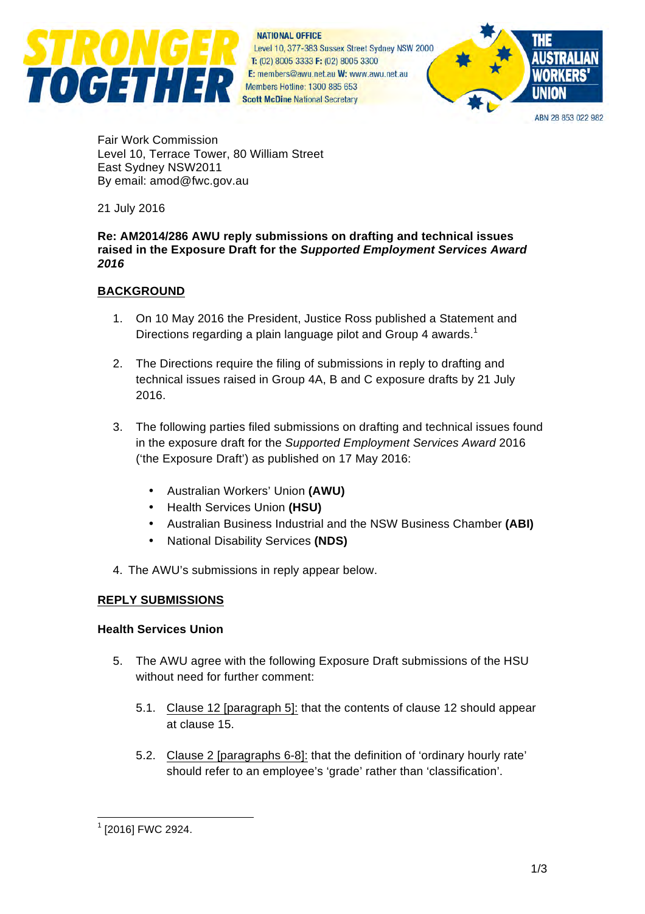STRONGER TOGETHER

NATIONAL OFFICE
Level 10, 377-383 Sussex Street Sydney NSW 2000
T: (02) 8005 3333 F: (02) 8005 3300
E: members@awu.net.au W: www.awu.net.au
Members Hotline: 1300 885 653
Scott McDine National Secretary

THE AUSTRALIAN WORKERS' UNION

ABN 28 853 022 982

Fair Work Commission
Level 10, Terrace Tower, 80 William Street
East Sydney NSW2011
By email: amod@fwc.gov.au

21 July 2016

**Re: AM2014/286 AWU reply submissions on drafting and technical issues raised in the Exposure Draft for the *Supported Employment Services Award 2016***

## BACKGROUND

1. On 10 May 2016 the President, Justice Ross published a Statement and Directions regarding a plain language pilot and Group 4 awards.[1]

2. The Directions require the filing of submissions in reply to drafting and technical issues raised in Group 4A, B and C exposure drafts by 21 July 2016.

3. The following parties filed submissions on drafting and technical issues found in the exposure draft for the *Supported Employment Services Award* 2016 ('the Exposure Draft') as published on 17 May 2016:

   - Australian Workers' Union **(AWU)**
   - Health Services Union **(HSU)**
   - Australian Business Industrial and the NSW Business Chamber **(ABI)**
   - National Disability Services **(NDS)**

4. The AWU's submissions in reply appear below.

## REPLY SUBMISSIONS

### Health Services Union

5. The AWU agree with the following Exposure Draft submissions of the HSU without need for further comment:

   5.1. Clause 12 [paragraph 5]: that the contents of clause 12 should appear at clause 15.

   5.2. Clause 2 [paragraphs 6-8]: that the definition of 'ordinary hourly rate' should refer to an employee's 'grade' rather than 'classification'.

[1] [2016] FWC 2924.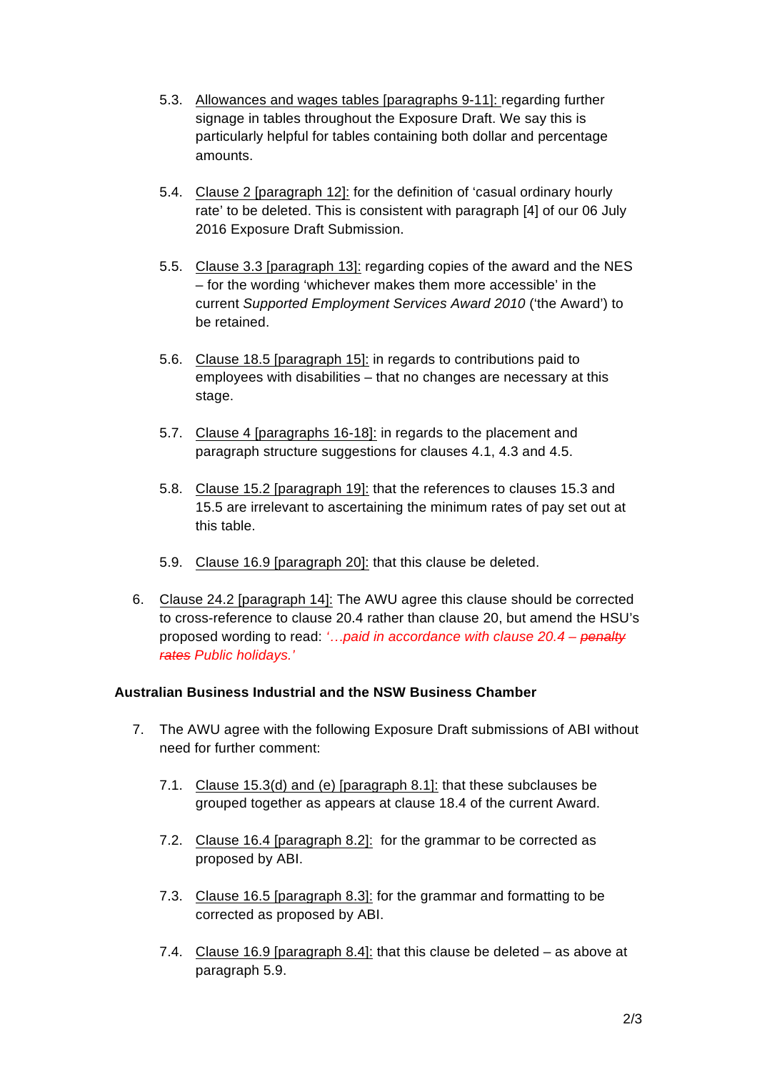5.3. Allowances and wages tables [paragraphs 9-11]: regarding further signage in tables throughout the Exposure Draft. We say this is particularly helpful for tables containing both dollar and percentage amounts.

5.4. Clause 2 [paragraph 12]: for the definition of 'casual ordinary hourly rate' to be deleted. This is consistent with paragraph [4] of our 06 July 2016 Exposure Draft Submission.

5.5. Clause 3.3 [paragraph 13]: regarding copies of the award and the NES – for the wording 'whichever makes them more accessible' in the current *Supported Employment Services Award 2010* ('the Award') to be retained.

5.6. Clause 18.5 [paragraph 15]: in regards to contributions paid to employees with disabilities – that no changes are necessary at this stage.

5.7. Clause 4 [paragraphs 16-18]: in regards to the placement and paragraph structure suggestions for clauses 4.1, 4.3 and 4.5.

5.8. Clause 15.2 [paragraph 19]: that the references to clauses 15.3 and 15.5 are irrelevant to ascertaining the minimum rates of pay set out at this table.

5.9. Clause 16.9 [paragraph 20]: that this clause be deleted.

6. Clause 24.2 [paragraph 14]: The AWU agree this clause should be corrected to cross-reference to clause 20.4 rather than clause 20, but amend the HSU's proposed wording to read: *'…paid in accordance with clause 20.4 – ~~penalty rates~~ Public holidays.'*

**Australian Business Industrial and the NSW Business Chamber**

7. The AWU agree with the following Exposure Draft submissions of ABI without need for further comment:

   7.1. Clause 15.3(d) and (e) [paragraph 8.1]: that these subclauses be grouped together as appears at clause 18.4 of the current Award.

   7.2. Clause 16.4 [paragraph 8.2]: for the grammar to be corrected as proposed by ABI.

   7.3. Clause 16.5 [paragraph 8.3]: for the grammar and formatting to be corrected as proposed by ABI.

   7.4. Clause 16.9 [paragraph 8.4]: that this clause be deleted – as above at paragraph 5.9.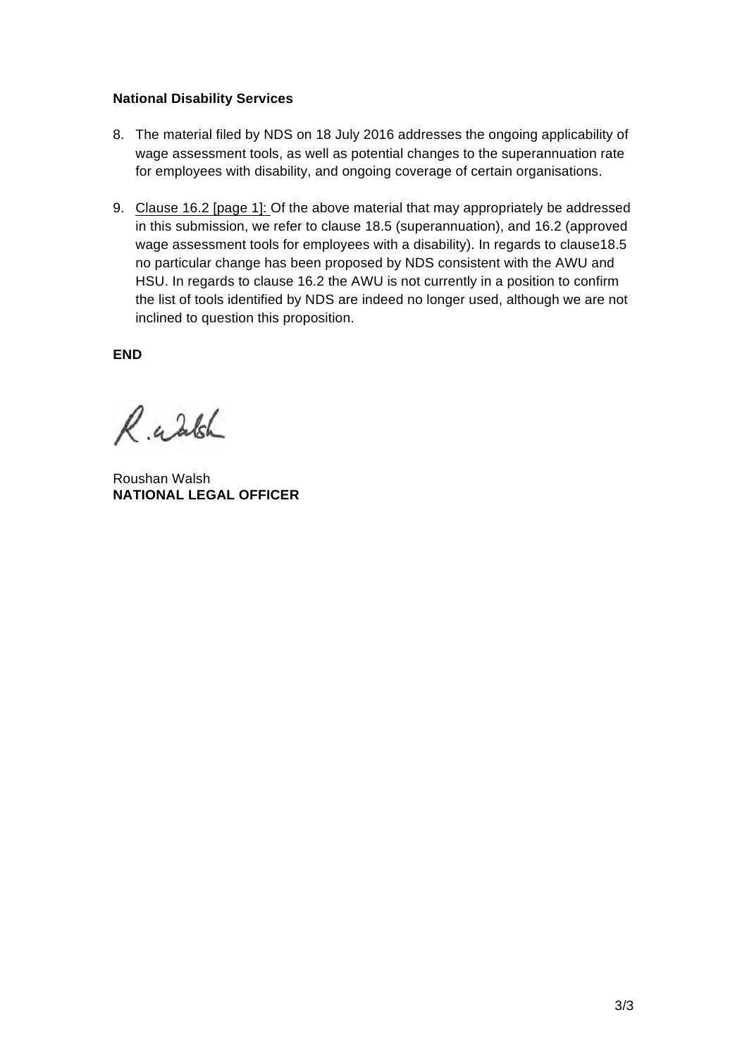**National Disability Services**

8. The material filed by NDS on 18 July 2016 addresses the ongoing applicability of wage assessment tools, as well as potential changes to the superannuation rate for employees with disability, and ongoing coverage of certain organisations.

9. Clause 16.2 [page 1]: Of the above material that may appropriately be addressed in this submission, we refer to clause 18.5 (superannuation), and 16.2 (approved wage assessment tools for employees with a disability). In regards to clause18.5 no particular change has been proposed by NDS consistent with the AWU and HSU. In regards to clause 16.2 the AWU is not currently in a position to confirm the list of tools identified by NDS are indeed no longer used, although we are not inclined to question this proposition.

**END**

R. Walsh

Roushan Walsh
**NATIONAL LEGAL OFFICER**